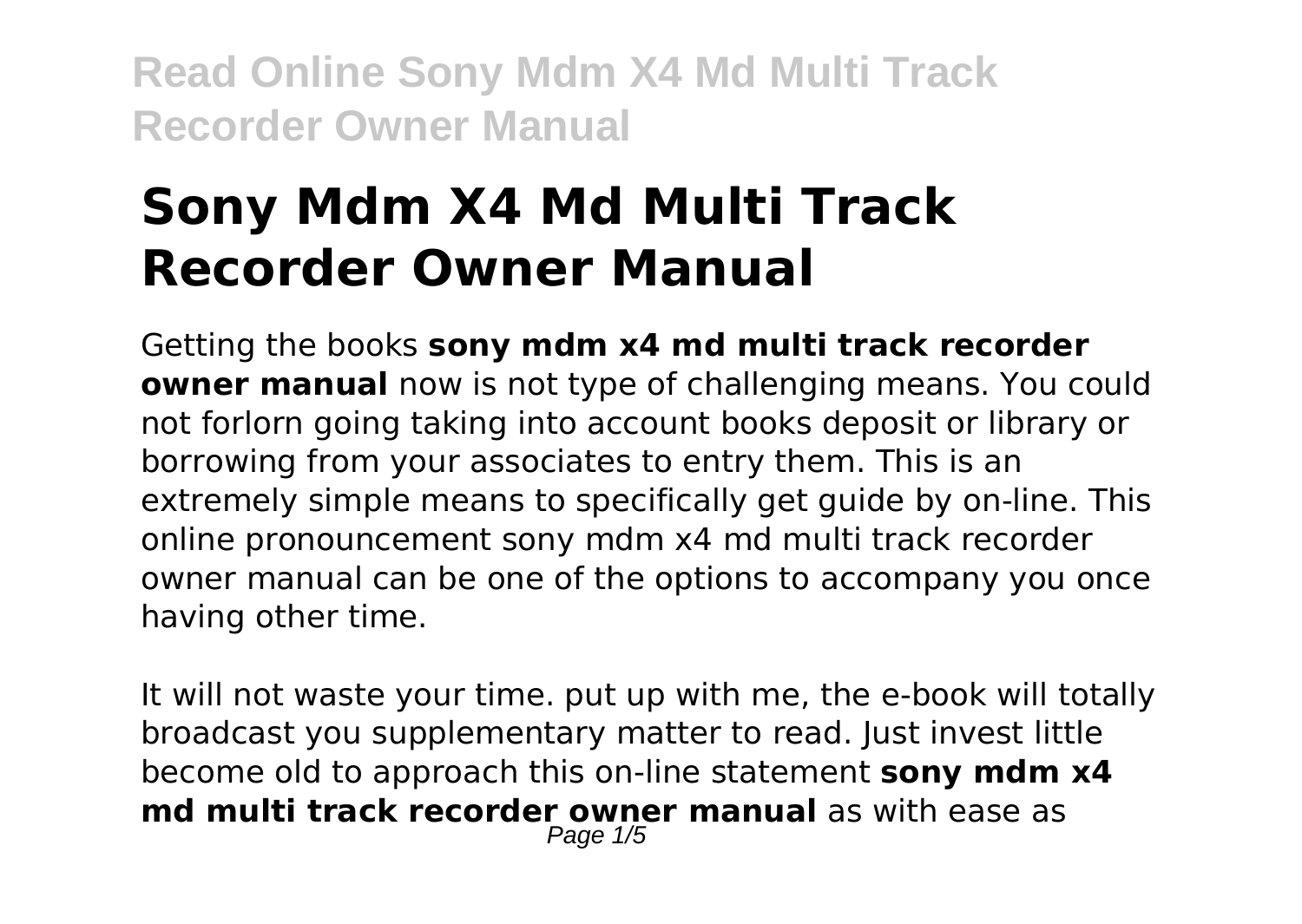# Sony Mdm X4 Md Multi Track Recorder Owner Manual

Getting the books **sony mdm x4 md multi track recorder owner manual** now is not type of challenging means. You could not forlorn going taking into account books deposit or library or borrowing from your associates to entry them. This is an extremely simple means to specifically get guide by on-line. This online pronouncement sony mdm x4 md multi track recorder owner manual can be one of the options to accompany you once having other time.

It will not waste your time. put up with me, the e-book will totally broadcast you supplementary matter to read. Just invest little become old to approach this on-line statement **sony mdm x4 md multi track recorder owner manual** as with ease as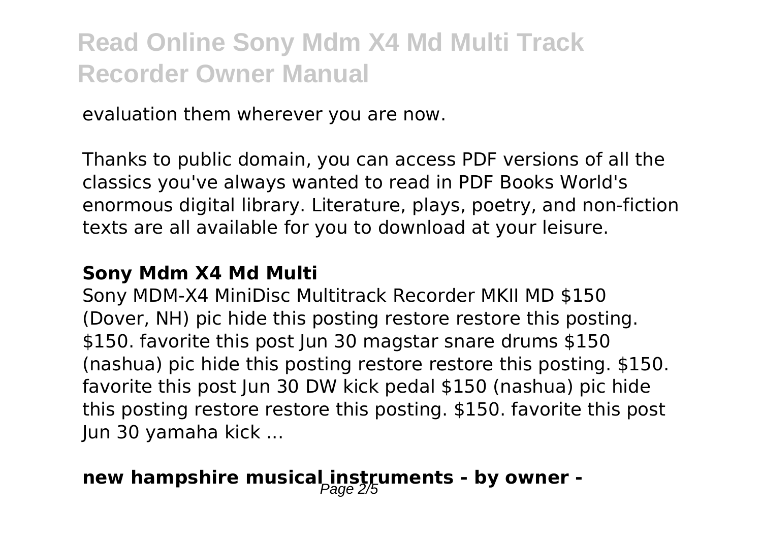evaluation them wherever you are now.

Thanks to public domain, you can access PDF versions of all the classics you've always wanted to read in PDF Books World's enormous digital library. Literature, plays, poetry, and non-fiction texts are all available for you to download at your leisure.

### Sony Mdm X4 Md Multi

Sony MDM-X4 MiniDisc Multitrack Recorder MKII MD $150 (Dover, NH) pic hide this posting restore restore this posting. $150. favorite this post Jun 30 magstar snare drums $150 (nashua) pic hide this posting restore restore this posting. $150. favorite this post Jun 30 DW kick pedal $150 (nashua) pic hide this posting restore restore this posting. $150. favorite this post Jun 30 yamaha kick ...

### new hampshire musical instruments - by owner -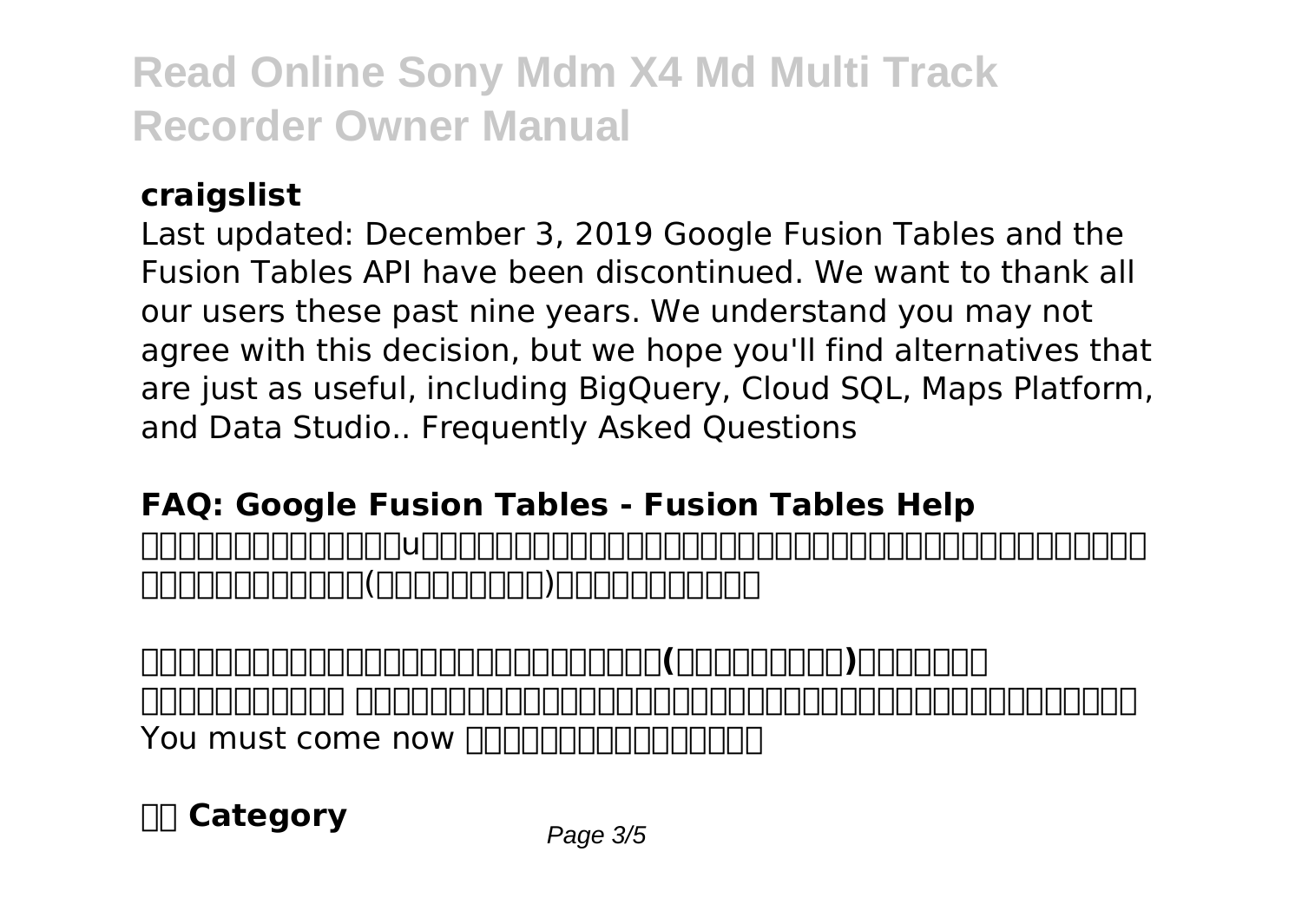### craigslist

Last updated: December 3, 2019 Google Fusion Tables and the Fusion Tables API have been discontinued. We want to thank all our users these past nine years. We understand you may not agree with this decision, but we hope you'll find alternatives that are just as useful, including BigQuery, Cloud SQL, Maps Platform, and Data Studio.. Frequently Asked Questions

### FAQ: Google Fusion Tables - Fusion Tables Help

You must come now

### Category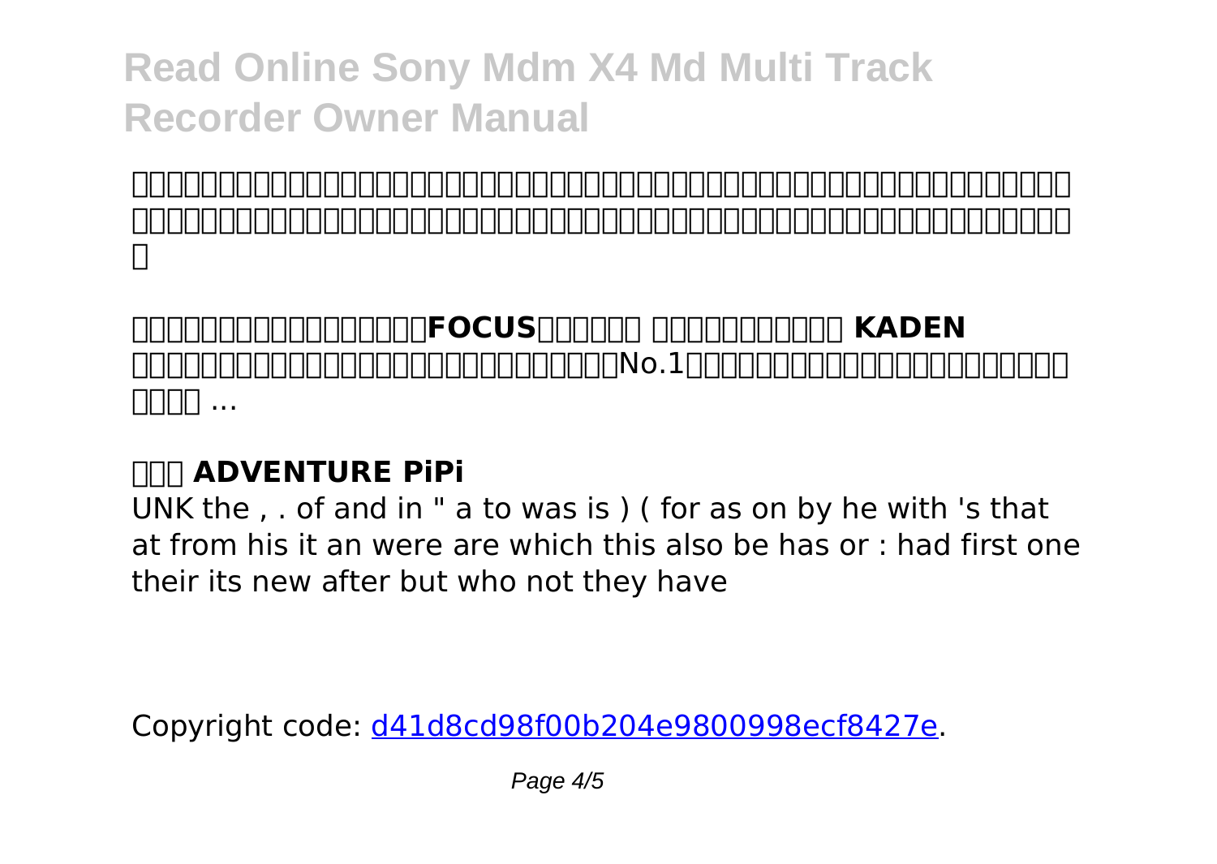□□□□□□□□□□□□□□□□□□□□□□□□□□□□□□□□□□□□□□□□□□□□□□□□□□□□□□□□□□□□□□□□□□□□□□□□□□□□□□□□□□□□□□□□□□□

**□□□□□□□□□□□□□□□□□FOCUS□□□□□□ □□□□□□□□□□ KADEN**

□□□□□□□□□□□□□□□□□□□□□□□□□□□□□□□□No.1□□□□□□□□□□□□□□□□□□□□□□□□□□□ ...

**□□□ ADVENTURE PiPi**

UNK the , . of and in " a to was is ) ( for as on by he with 's that at from his it an were are which this also be has or : had first one their its new after but who not they have

Copyright code: d41d8cd98f00b204e9800998ecf8427e.